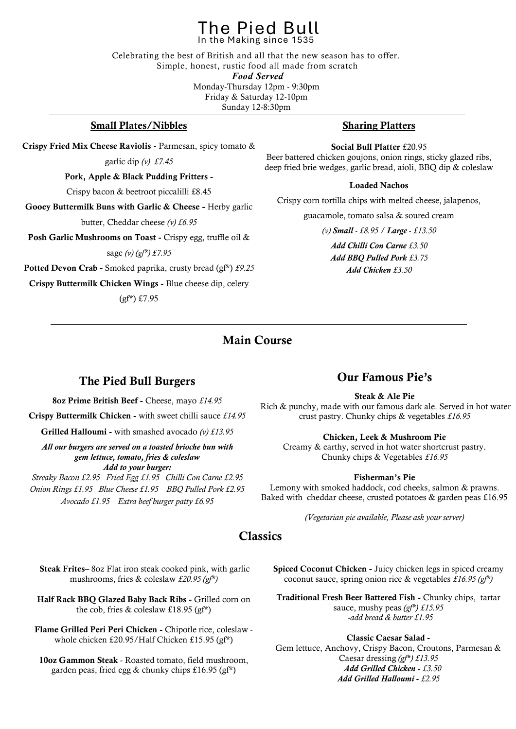# The Pied Bull

In the Making since 1535

Celebrating the best of British and all that the new season has to offer.
Simple, honest, rustic food all made from scratch

***Food Served***

Monday-Thursday 12pm - 9:30pm
Friday & Saturday 12-10pm
Sunday 12-8:30pm

## Small Plates/Nibbles

**Crispy Fried Mix Cheese Raviolis -** Parmesan, spicy tomato & garlic dip *(v) £7.45*

**Pork, Apple & Black Pudding Fritters -** Crispy bacon & beetroot piccalilli £8.45

**Gooey Buttermilk Buns with Garlic & Cheese -** Herby garlic butter, Cheddar cheese *(v) £6.95*

**Posh Garlic Mushrooms on Toast -** Crispy egg, truffle oil & sage *(v) (gf*) £7.95*

**Potted Devon Crab -** Smoked paprika, crusty bread (gf*) *£9.25*

**Crispy Buttermilk Chicken Wings -** Blue cheese dip, celery (gf*) £7.95

## Sharing Platters

**Social Bull Platter** £20.95
Beer battered chicken goujons, onion rings, sticky glazed ribs, deep fried brie wedges, garlic bread, aioli, BBQ dip & coleslaw

**Loaded Nachos**
Crispy corn tortilla chips with melted cheese, jalapenos, guacamole, tomato salsa & soured cream

*(v)* ***Small*** *- £8.95 /* ***Large*** *- £13.50*

***Add Chilli Con Carne*** *£3.50*
***Add BBQ Pulled Pork*** *£3.75*
***Add Chicken*** *£3.50*

# Main Course

## The Pied Bull Burgers

**8oz Prime British Beef -** Cheese, mayo *£14.95*

**Crispy Buttermilk Chicken -** with sweet chilli sauce *£14.95*

**Grilled Halloumi -** with smashed avocado *(v) £13.95*

***All our burgers are served on a toasted brioche bun with gem lettuce, tomato, fries & coleslaw***

***Add to your burger:***

*Streaky Bacon £2.95 Fried Egg £1.95 Chilli Con Carne £2.95*
*Onion Rings £1.95 Blue Cheese £1.95 BBQ Pulled Pork £2.95*
*Avocado £1.95 Extra beef burger patty £6.95*

## Our Famous Pie's

**Steak & Ale Pie**
Rich & punchy, made with our famous dark ale. Served in hot water crust pastry. Chunky chips & vegetables *£16.95*

**Chicken, Leek & Mushroom Pie**
Creamy & earthy, served in hot water shortcrust pastry. Chunky chips & Vegetables *£16.95*

**Fisherman's Pie**
Lemony with smoked haddock, cod cheeks, salmon & prawns. Baked with cheddar cheese, crusted potatoes & garden peas £16.95

*(Vegetarian pie available, Please ask your server)*

## Classics

**Steak Frites**– 8oz Flat iron steak cooked pink, with garlic mushrooms, fries & coleslaw *£20.95 (gf*)*

**Half Rack BBQ Glazed Baby Back Ribs -** Grilled corn on the cob, fries & coleslaw £18.95 (gf*)

**Flame Grilled Peri Peri Chicken -** Chipotle rice, coleslaw - whole chicken £20.95/Half Chicken £15.95 (gf*)

**10oz Gammon Steak** - Roasted tomato, field mushroom, garden peas, fried egg & chunky chips £16.95 (gf*)

**Spiced Coconut Chicken -** Juicy chicken legs in spiced creamy coconut sauce, spring onion rice & vegetables *£16.95 (gf*)*

**Traditional Fresh Beer Battered Fish -** Chunky chips, tartar sauce, mushy peas *(gf*) £15.95*
*-add bread & butter £1.95*

**Classic Caesar Salad -**
Gem lettuce, Anchovy, Crispy Bacon, Croutons, Parmesan & Caesar dressing *(gf*) £13.95*
***Add Grilled Chicken -*** *£3.50*
***Add Grilled Halloumi -*** *£2.95*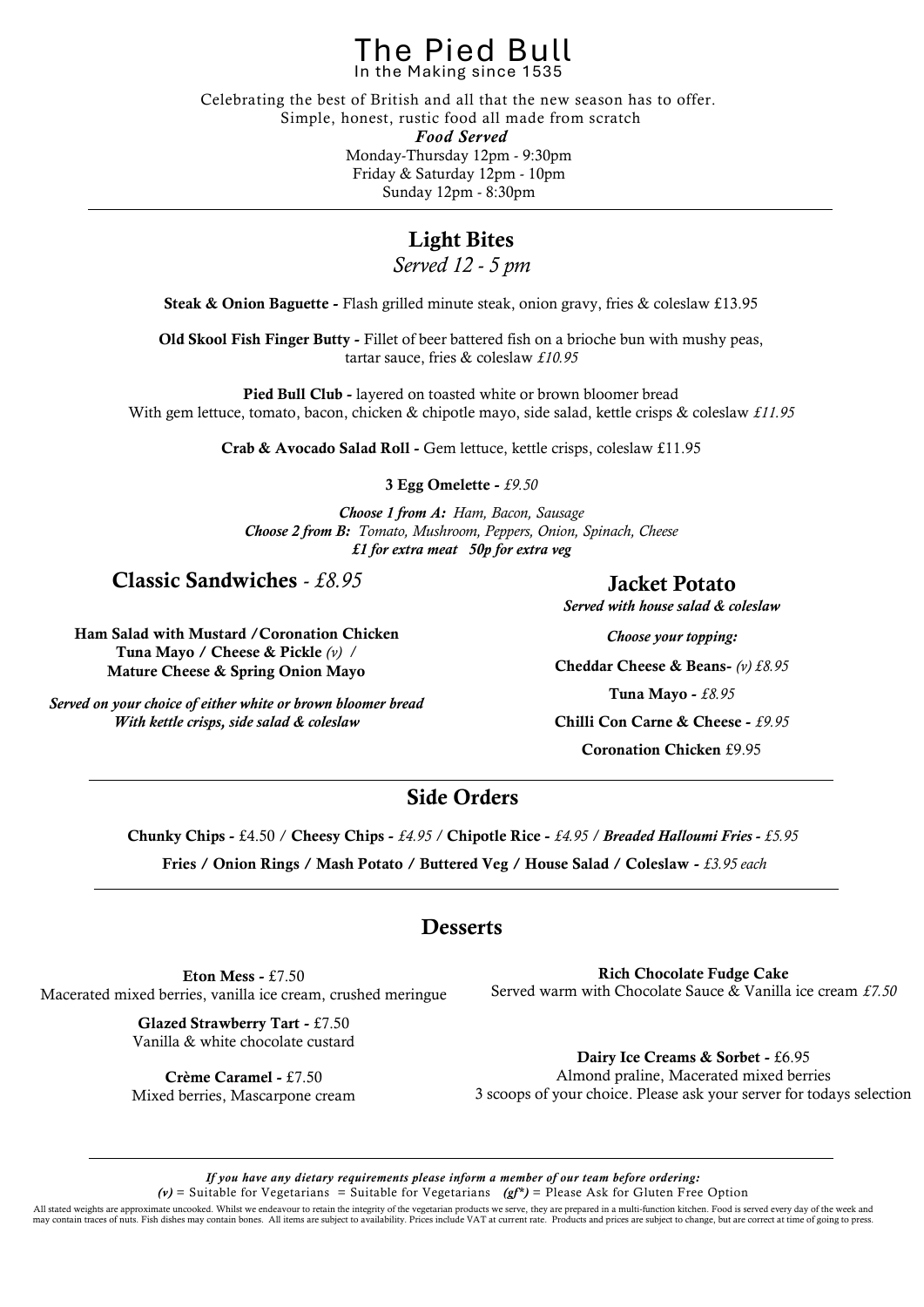# The Pied Bull

In the Making since 1535

Celebrating the best of British and all that the new season has to offer.
Simple, honest, rustic food all made from scratch

***Food Served***

Monday-Thursday 12pm - 9:30pm
Friday & Saturday 12pm - 10pm
Sunday 12pm - 8:30pm

---

## Light Bites

*Served 12 - 5 pm*

**Steak & Onion Baguette -** Flash grilled minute steak, onion gravy, fries & coleslaw £13.95

**Old Skool Fish Finger Butty -** Fillet of beer battered fish on a brioche bun with mushy peas, tartar sauce, fries & coleslaw *£10.95*

**Pied Bull Club -** layered on toasted white or brown bloomer bread
With gem lettuce, tomato, bacon, chicken & chipotle mayo, side salad, kettle crisps & coleslaw *£11.95*

**Crab & Avocado Salad Roll -** Gem lettuce, kettle crisps, coleslaw £11.95

**3 Egg Omelette -** *£9.50*

***Choose 1 from A:*** *Ham, Bacon, Sausage*
***Choose 2 from B:*** *Tomato, Mushroom, Peppers, Onion, Spinach, Cheese*
***£1 for extra meat 50p for extra veg***

## Classic Sandwiches - *£8.95*

**Ham Salad with Mustard / Coronation Chicken**
**Tuna Mayo / Cheese & Pickle** *(v)* **/**
**Mature Cheese & Spring Onion Mayo**

***Served on your choice of either white or brown bloomer bread***
***With kettle crisps, side salad & coleslaw***

## Jacket Potato

***Served with house salad & coleslaw***

***Choose your topping:***

**Cheddar Cheese & Beans-** *(v) £8.95*

**Tuna Mayo -** *£8.95*

**Chilli Con Carne & Cheese -** *£9.95*

**Coronation Chicken** £9.95

---

## Side Orders

**Chunky Chips -** £4.50 / **Cheesy Chips -** *£4.95* / **Chipotle Rice -** *£4.95* / ***Breaded Halloumi Fries -*** *£5.95*

**Fries / Onion Rings / Mash Potato / Buttered Veg / House Salad / Coleslaw -** *£3.95 each*

---

## Desserts

**Eton Mess -** £7.50
Macerated mixed berries, vanilla ice cream, crushed meringue

**Glazed Strawberry Tart -** £7.50
Vanilla & white chocolate custard

**Crème Caramel -** £7.50
Mixed berries, Mascarpone cream

**Rich Chocolate Fudge Cake**
Served warm with Chocolate Sauce & Vanilla ice cream *£7.50*

**Dairy Ice Creams & Sorbet -** £6.95
Almond praline, Macerated mixed berries
3 scoops of your choice. Please ask your server for todays selection

---

***If you have any dietary requirements please inform a member of our team before ordering:***

***(v)*** = Suitable for Vegetarians = Suitable for Vegetarians ***(gf*)*** = Please Ask for Gluten Free Option

All stated weights are approximate uncooked. Whilst we endeavour to retain the integrity of the vegetarian products we serve, they are prepared in a multi-function kitchen. Food is served every day of the week and may contain traces of nuts. Fish dishes may contain bones. All items are subject to availability. Prices include VAT at current rate. Products and prices are subject to change, but are correct at time of going to press.